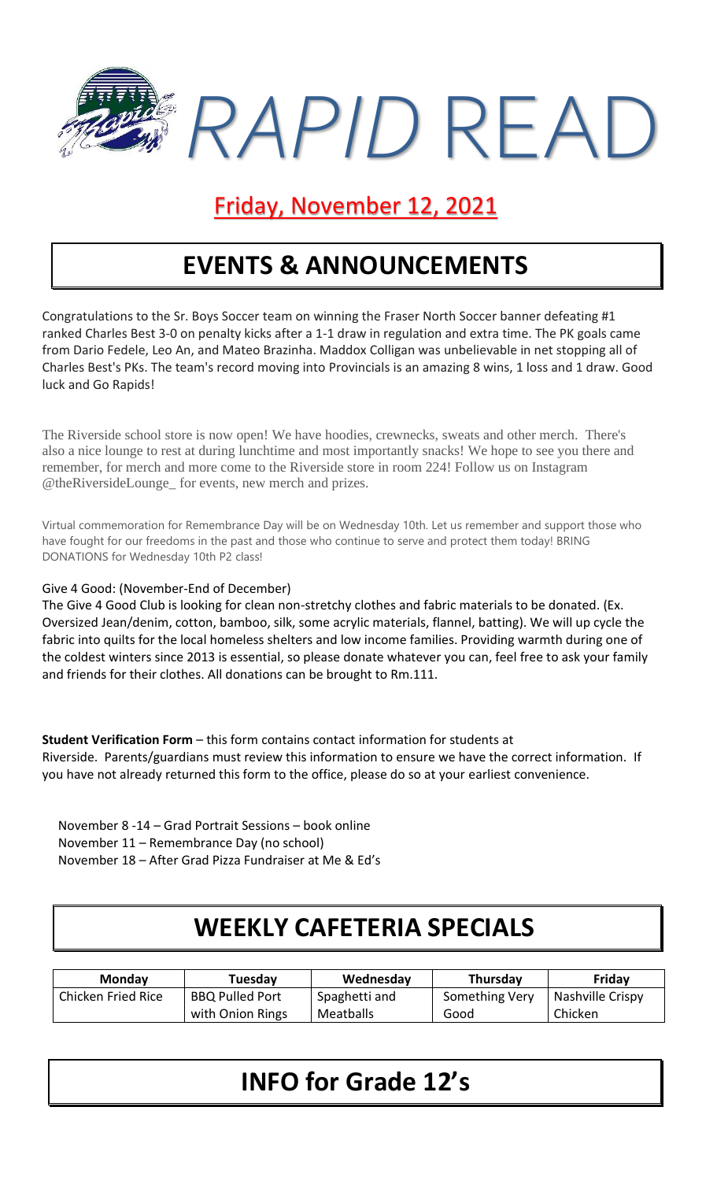# *RAPID* READ

## Friday, November 12, 2021

# EVENTS & ANNOUNCEMENTS

Congratulations to the Sr. Boys Soccer team on winning the Fraser North Soccer banner defeating #1 ranked Charles Best 3-0 on penalty kicks after a 1-1 draw in regulation and extra time. The PK goals came from Dario Fedele, Leo An, and Mateo Brazinha. Maddox Colligan was unbelievable in net stopping all of Charles Best's PKs. The team's record moving into Provincials is an amazing 8 wins, 1 loss and 1 draw. Good luck and Go Rapids!

The Riverside school store is now open! We have hoodies, crewnecks, sweats and other merch. There's also a nice lounge to rest at during lunchtime and most importantly snacks! We hope to see you there and remember, for merch and more come to the Riverside store in room 224! Follow us on Instagram @theRiversideLounge_ for events, new merch and prizes.

Virtual commemoration for Remembrance Day will be on Wednesday 10th. Let us remember and support those who have fought for our freedoms in the past and those who continue to serve and protect them today! BRING DONATIONS for Wednesday 10th P2 class!

Give 4 Good: (November-End of December)

The Give 4 Good Club is looking for clean non-stretchy clothes and fabric materials to be donated. (Ex. Oversized Jean/denim, cotton, bamboo, silk, some acrylic materials, flannel, batting). We will up cycle the fabric into quilts for the local homeless shelters and low income families. Providing warmth during one of the coldest winters since 2013 is essential, so please donate whatever you can, feel free to ask your family and friends for their clothes. All donations can be brought to Rm.111.

**Student Verification Form** – this form contains contact information for students at Riverside. Parents/guardians must review this information to ensure we have the correct information. If you have not already returned this form to the office, please do so at your earliest convenience.

November 8 -14 – Grad Portrait Sessions – book online
November 11 – Remembrance Day (no school)
November 18 – After Grad Pizza Fundraiser at Me & Ed's

# WEEKLY CAFETERIA SPECIALS

| Monday | Tuesday | Wednesday | Thursday | Friday |
|---|---|---|---|---|
| Chicken Fried Rice | BBQ Pulled Port with Onion Rings | Spaghetti and Meatballs | Something Very Good | Nashville Crispy Chicken |

# INFO for Grade 12's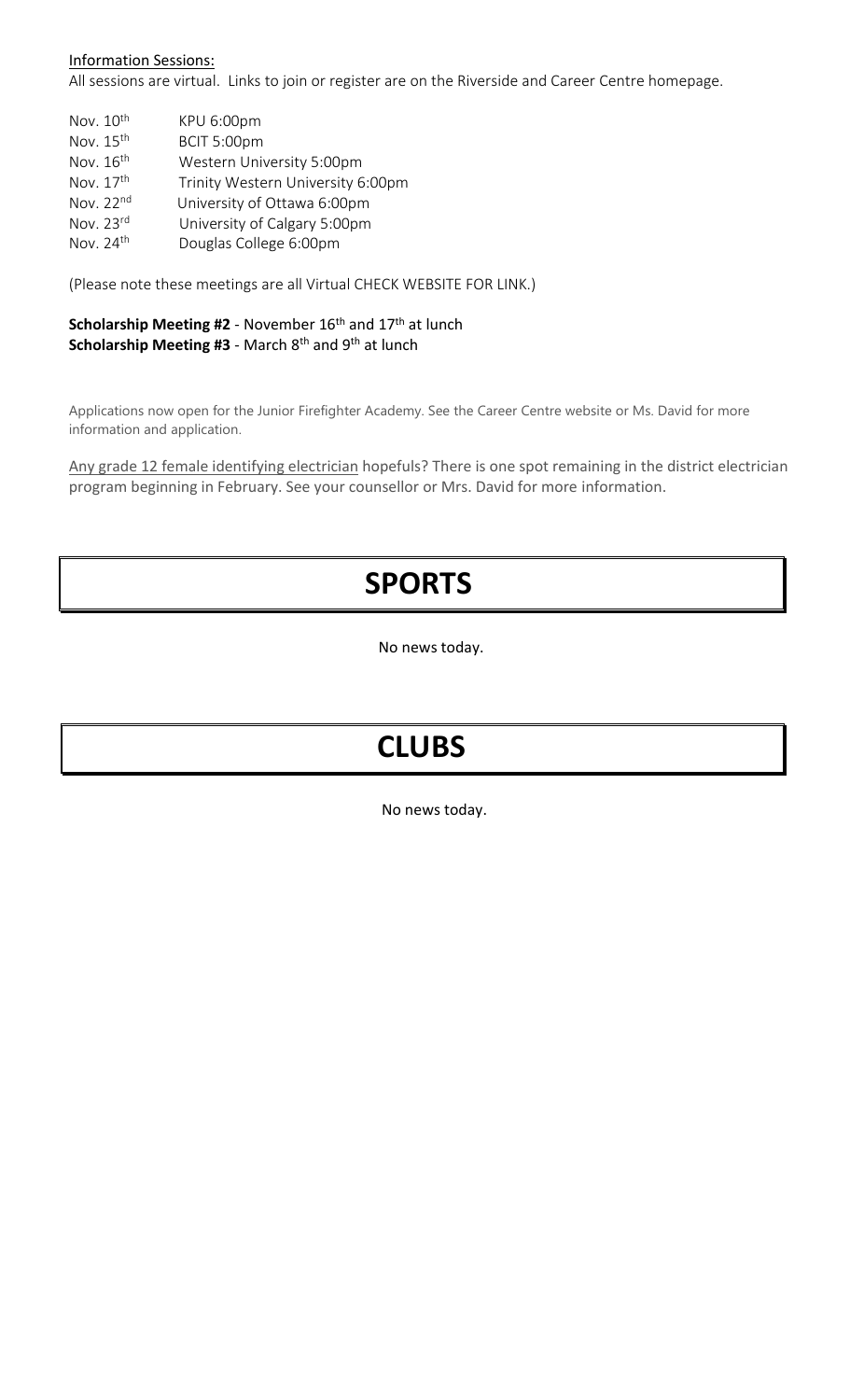Information Sessions:

All sessions are virtual. Links to join or register are on the Riverside and Career Centre homepage.

| | |
|---|---|
| Nov. 10th | KPU 6:00pm |
| Nov. 15th | BCIT 5:00pm |
| Nov. 16th | Western University 5:00pm |
| Nov. 17th | Trinity Western University 6:00pm |
| Nov. 22nd | University of Ottawa 6:00pm |
| Nov. 23rd | University of Calgary 5:00pm |
| Nov. 24th | Douglas College 6:00pm |

(Please note these meetings are all Virtual CHECK WEBSITE FOR LINK.)

**Scholarship Meeting #2** - November 16th and 17th at lunch
**Scholarship Meeting #3** - March 8th and 9th at lunch

Applications now open for the Junior Firefighter Academy. See the Career Centre website or Ms. David for more information and application.

Any grade 12 female identifying electrician hopefuls? There is one spot remaining in the district electrician program beginning in February. See your counsellor or Mrs. David for more information.

# SPORTS

No news today.

# CLUBS

No news today.